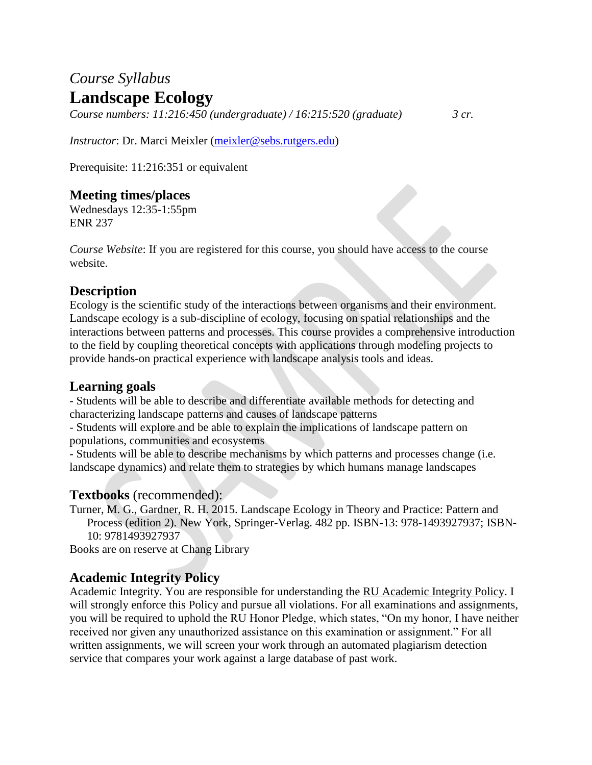*Course Syllabus*

# Landscape Ecology

*Course numbers: 11:216:450 (undergraduate) / 16:215:520 (graduate)* *3 cr.*

*Instructor*: Dr. Marci Meixler (meixler@sebs.rutgers.edu)

Prerequisite: 11:216:351 or equivalent

## Meeting times/places

Wednesdays 12:35-1:55pm
ENR 237

*Course Website*: If you are registered for this course, you should have access to the course website.

## Description

Ecology is the scientific study of the interactions between organisms and their environment. Landscape ecology is a sub-discipline of ecology, focusing on spatial relationships and the interactions between patterns and processes. This course provides a comprehensive introduction to the field by coupling theoretical concepts with applications through modeling projects to provide hands-on practical experience with landscape analysis tools and ideas.

## Learning goals

- Students will be able to describe and differentiate available methods for detecting and characterizing landscape patterns and causes of landscape patterns
- Students will explore and be able to explain the implications of landscape pattern on populations, communities and ecosystems
- Students will be able to describe mechanisms by which patterns and processes change (i.e. landscape dynamics) and relate them to strategies by which humans manage landscapes

## Textbooks (recommended):

Turner, M. G., Gardner, R. H. 2015. Landscape Ecology in Theory and Practice: Pattern and Process (edition 2). New York, Springer-Verlag. 482 pp. ISBN-13: 978-1493927937; ISBN-10: 9781493927937

Books are on reserve at Chang Library

## Academic Integrity Policy

Academic Integrity. You are responsible for understanding the RU Academic Integrity Policy. I will strongly enforce this Policy and pursue all violations. For all examinations and assignments, you will be required to uphold the RU Honor Pledge, which states, "On my honor, I have neither received nor given any unauthorized assistance on this examination or assignment." For all written assignments, we will screen your work through an automated plagiarism detection service that compares your work against a large database of past work.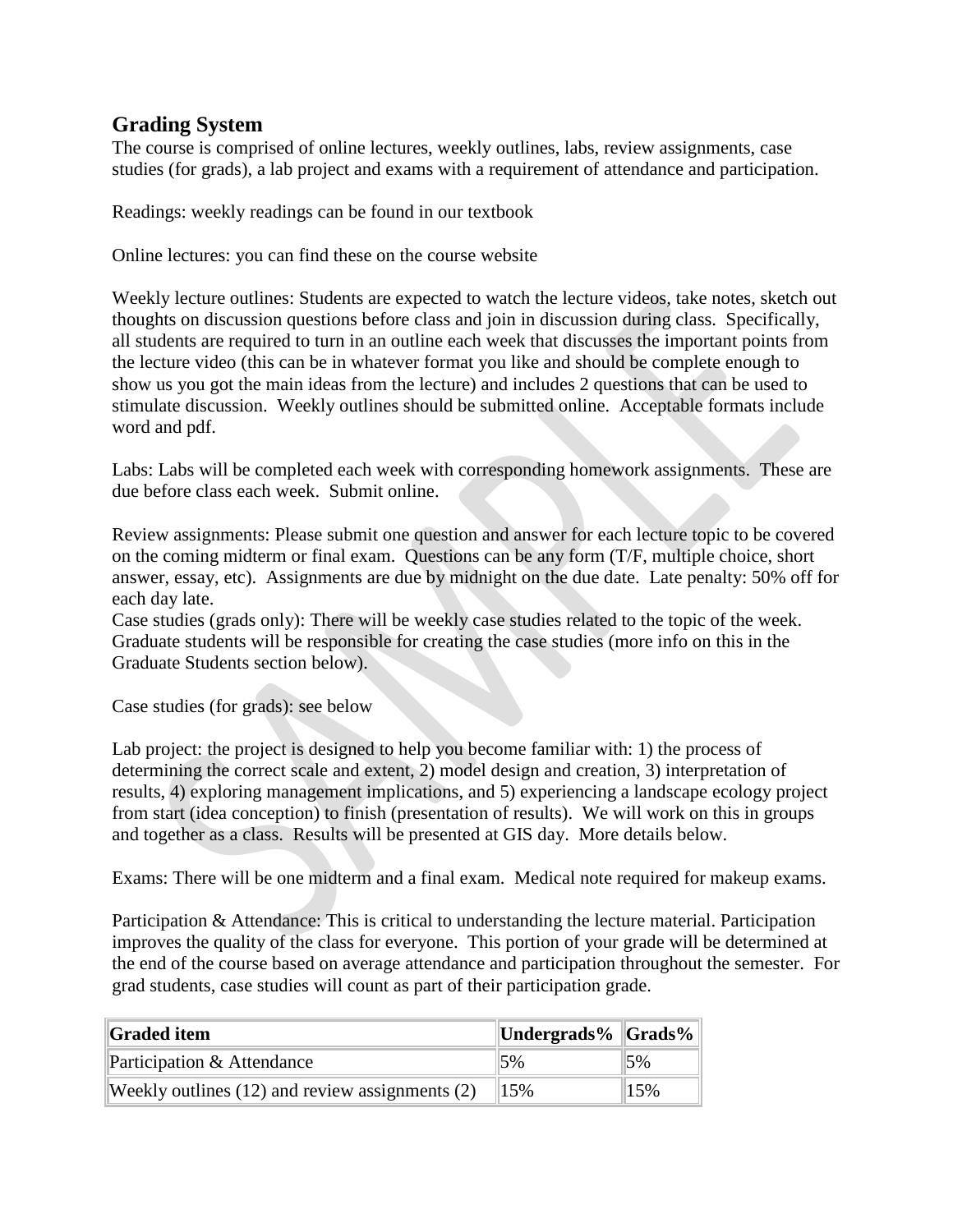## Grading System

The course is comprised of online lectures, weekly outlines, labs, review assignments, case studies (for grads), a lab project and exams with a requirement of attendance and participation.

Readings: weekly readings can be found in our textbook

Online lectures: you can find these on the course website

Weekly lecture outlines: Students are expected to watch the lecture videos, take notes, sketch out thoughts on discussion questions before class and join in discussion during class. Specifically, all students are required to turn in an outline each week that discusses the important points from the lecture video (this can be in whatever format you like and should be complete enough to show us you got the main ideas from the lecture) and includes 2 questions that can be used to stimulate discussion. Weekly outlines should be submitted online. Acceptable formats include word and pdf.

Labs: Labs will be completed each week with corresponding homework assignments. These are due before class each week. Submit online.

Review assignments: Please submit one question and answer for each lecture topic to be covered on the coming midterm or final exam. Questions can be any form (T/F, multiple choice, short answer, essay, etc). Assignments are due by midnight on the due date. Late penalty: 50% off for each day late.
Case studies (grads only): There will be weekly case studies related to the topic of the week. Graduate students will be responsible for creating the case studies (more info on this in the Graduate Students section below).

Case studies (for grads): see below

Lab project: the project is designed to help you become familiar with: 1) the process of determining the correct scale and extent, 2) model design and creation, 3) interpretation of results, 4) exploring management implications, and 5) experiencing a landscape ecology project from start (idea conception) to finish (presentation of results). We will work on this in groups and together as a class. Results will be presented at GIS day. More details below.

Exams: There will be one midterm and a final exam. Medical note required for makeup exams.

Participation & Attendance: This is critical to understanding the lecture material. Participation improves the quality of the class for everyone. This portion of your grade will be determined at the end of the course based on average attendance and participation throughout the semester. For grad students, case studies will count as part of their participation grade.

| Graded item | Undergrads% | Grads% |
|---|---|---|
| Participation & Attendance | 5% | 5% |
| Weekly outlines (12) and review assignments (2) | 15% | 15% |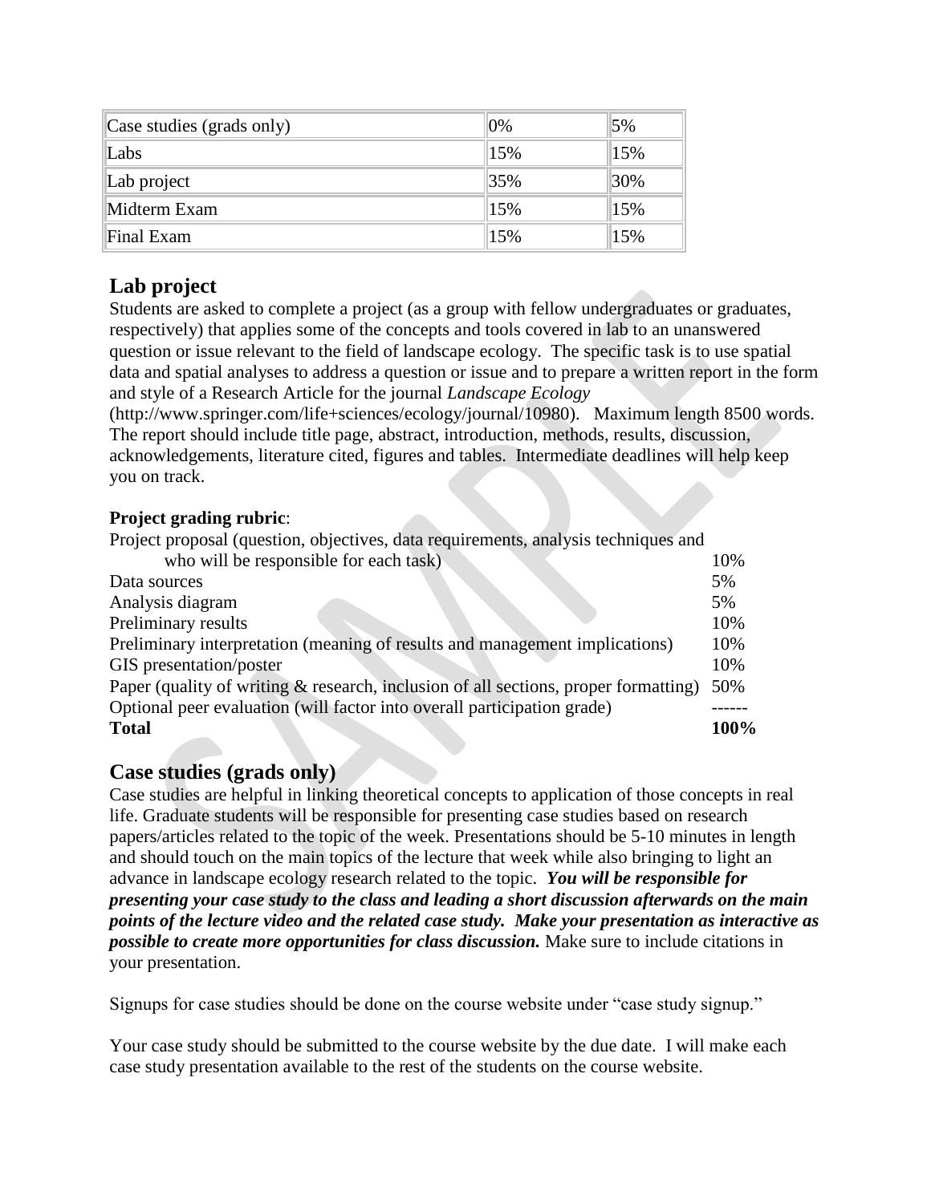| Case studies (grads only) | 0% | 5% |
|---|---|---|
| Labs | 15% | 15% |
| Lab project | 35% | 30% |
| Midterm Exam | 15% | 15% |
| Final Exam | 15% | 15% |

## Lab project

Students are asked to complete a project (as a group with fellow undergraduates or graduates, respectively) that applies some of the concepts and tools covered in lab to an unanswered question or issue relevant to the field of landscape ecology. The specific task is to use spatial data and spatial analyses to address a question or issue and to prepare a written report in the form and style of a Research Article for the journal *Landscape Ecology* (http://www.springer.com/life+sciences/ecology/journal/10980). Maximum length 8500 words. The report should include title page, abstract, introduction, methods, results, discussion, acknowledgements, literature cited, figures and tables. Intermediate deadlines will help keep you on track.

**Project grading rubric**:

| | |
|---|---|
| Project proposal (question, objectives, data requirements, analysis techniques and who will be responsible for each task) | 10% |
| Data sources | 5% |
| Analysis diagram | 5% |
| Preliminary results | 10% |
| Preliminary interpretation (meaning of results and management implications) | 10% |
| GIS presentation/poster | 10% |
| Paper (quality of writing & research, inclusion of all sections, proper formatting) | 50% |
| Optional peer evaluation (will factor into overall participation grade) | ------ |
| **Total** | **100%** |

## Case studies (grads only)

Case studies are helpful in linking theoretical concepts to application of those concepts in real life. Graduate students will be responsible for presenting case studies based on research papers/articles related to the topic of the week. Presentations should be 5-10 minutes in length and should touch on the main topics of the lecture that week while also bringing to light an advance in landscape ecology research related to the topic. ***You will be responsible for presenting your case study to the class and leading a short discussion afterwards on the main points of the lecture video and the related case study. Make your presentation as interactive as possible to create more opportunities for class discussion.*** Make sure to include citations in your presentation.

Signups for case studies should be done on the course website under "case study signup."

Your case study should be submitted to the course website by the due date. I will make each case study presentation available to the rest of the students on the course website.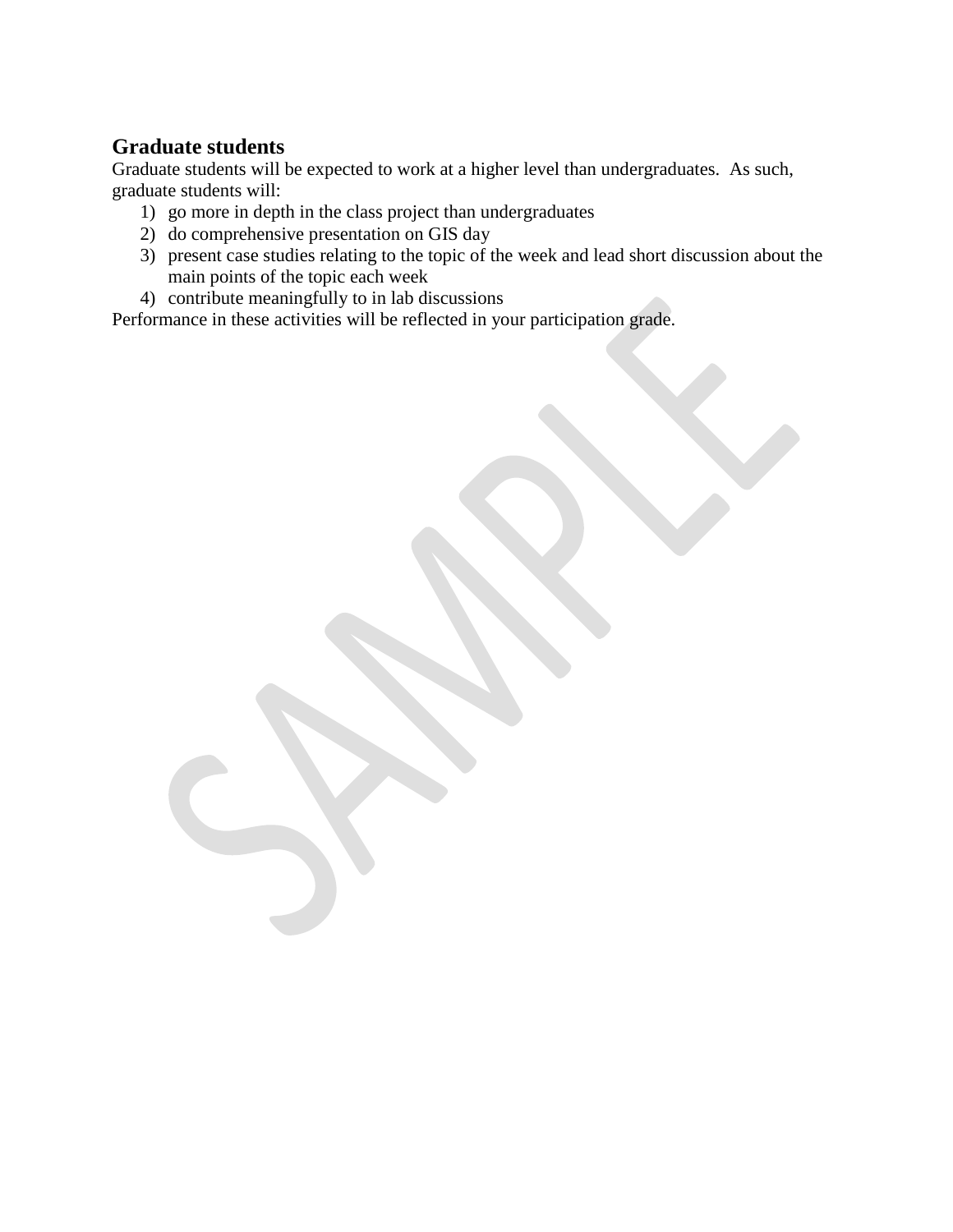## Graduate students

Graduate students will be expected to work at a higher level than undergraduates. As such, graduate students will:

1) go more in depth in the class project than undergraduates
2) do comprehensive presentation on GIS day
3) present case studies relating to the topic of the week and lead short discussion about the main points of the topic each week
4) contribute meaningfully to in lab discussions

Performance in these activities will be reflected in your participation grade.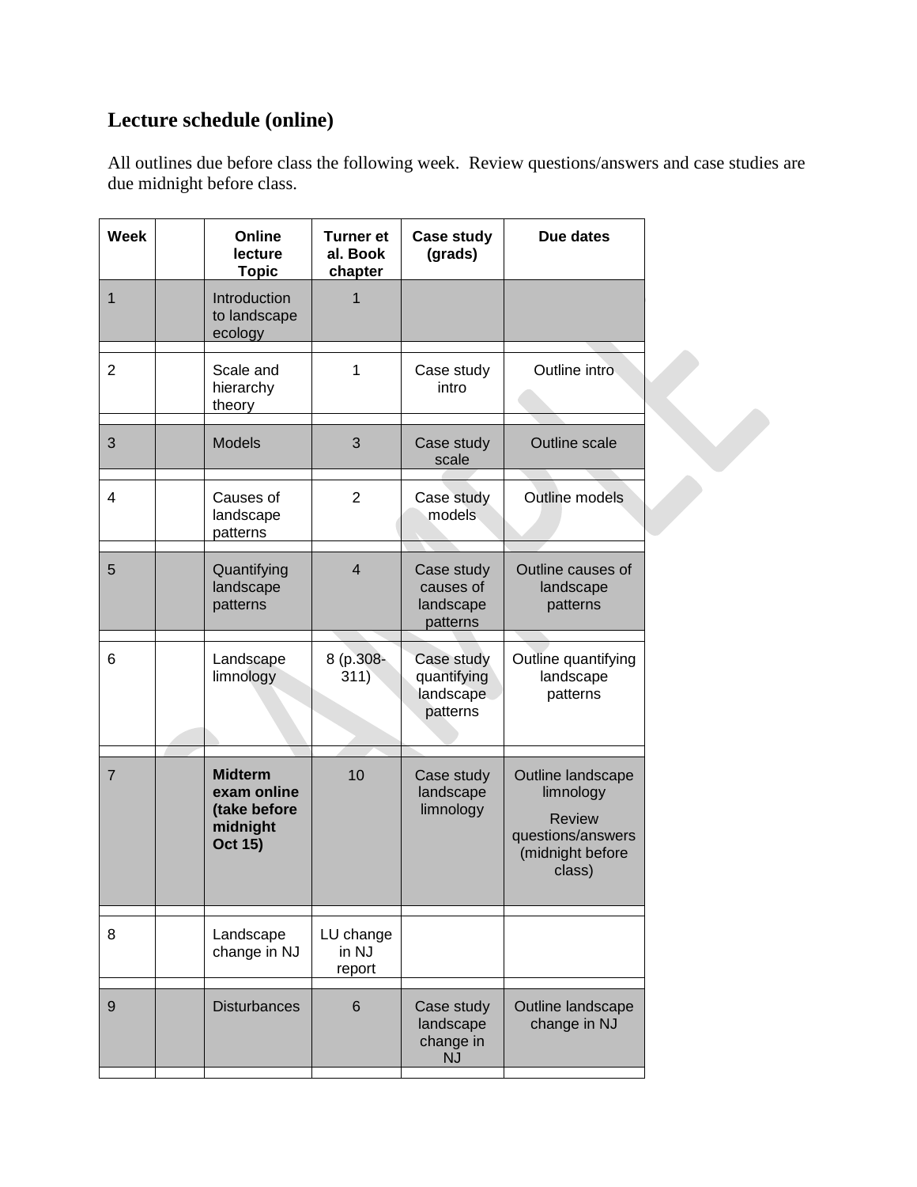## Lecture schedule (online)

All outlines due before class the following week. Review questions/answers and case studies are due midnight before class.

| Week | | Online lecture Topic | Turner et al. Book chapter | Case study (grads) | Due dates |
|---|---|---|---|---|---|
| 1 | | Introduction to landscape ecology | 1 | | |
| 2 | | Scale and hierarchy theory | 1 | Case study intro | Outline intro |
| 3 | | Models | 3 | Case study scale | Outline scale |
| 4 | | Causes of landscape patterns | 2 | Case study models | Outline models |
| 5 | | Quantifying landscape patterns | 4 | Case study causes of landscape patterns | Outline causes of landscape patterns |
| 6 | | Landscape limnology | 8 (p.308-311) | Case study quantifying landscape patterns | Outline quantifying landscape patterns |
| 7 | | **Midterm exam online (take before midnight Oct 15)** | 10 | Case study landscape limnology | Outline landscape limnology<br>Review questions/answers (midnight before class) |
| 8 | | Landscape change in NJ | LU change in NJ report | | |
| 9 | | Disturbances | 6 | Case study landscape change in NJ | Outline landscape change in NJ |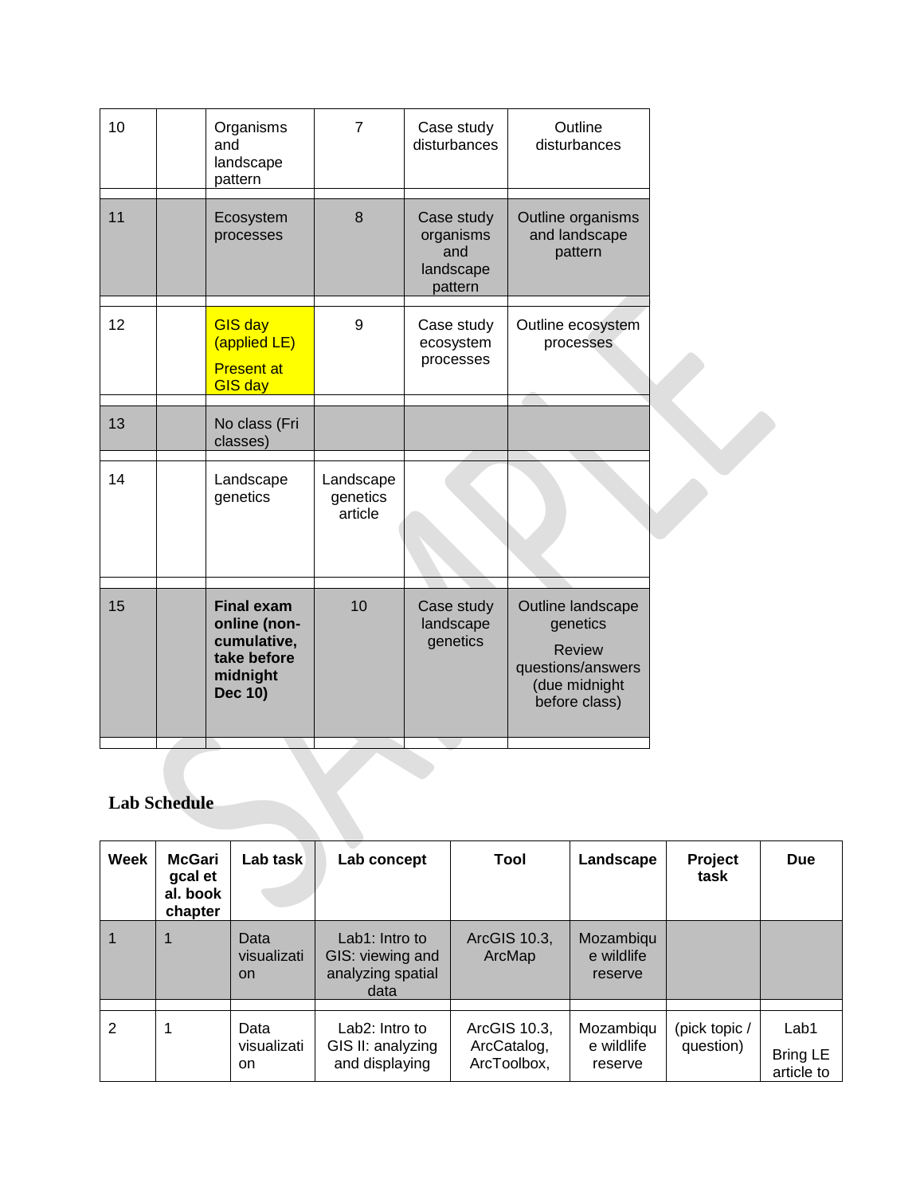| | | | | | |
|---|---|---|---|---|---|
| 10 | | Organisms and landscape pattern | 7 | Case study disturbances | Outline disturbances |
| 11 | | Ecosystem processes | 8 | Case study organisms and landscape pattern | Outline organisms and landscape pattern |
| 12 | | GIS day (applied LE) Present at GIS day | 9 | Case study ecosystem processes | Outline ecosystem processes |
| 13 | | No class (Fri classes) | | | |
| 14 | | Landscape genetics | Landscape genetics article | | |
| 15 | | **Final exam online (non-cumulative, take before midnight Dec 10)** | 10 | Case study landscape genetics | Outline landscape genetics Review questions/answers (due midnight before class) |

**Lab Schedule**

| Week | McGarigal et al. book chapter | Lab task | Lab concept | Tool | Landscape | Project task | Due |
|---|---|---|---|---|---|---|---|
| 1 | 1 | Data visualization | Lab1: Intro to GIS: viewing and analyzing spatial data | ArcGIS 10.3, ArcMap | Mozambique wildlife reserve | | |
| 2 | 1 | Data visualization | Lab2: Intro to GIS II: analyzing and displaying | ArcGIS 10.3, ArcCatalog, ArcToolbox, | Mozambique wildlife reserve | (pick topic / question) | Lab1 Bring LE article to |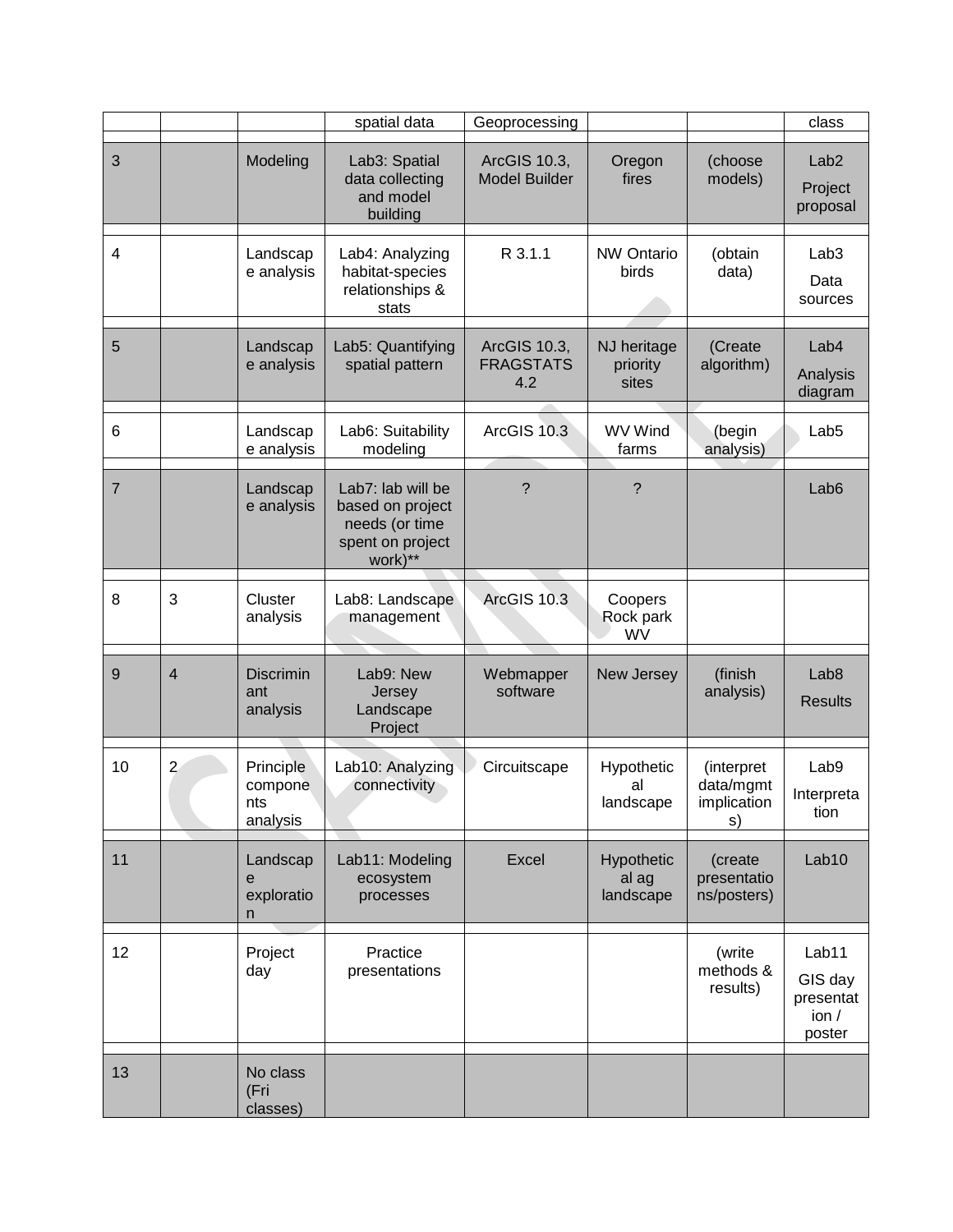| | | | spatial data | Geoprocessing | | | class |
|---|---|---|---|---|---|---|---|
| 3 | | Modeling | Lab3: Spatial data collecting and model building | ArcGIS 10.3, Model Builder | Oregon fires | (choose models) | Lab2 Project proposal |
| 4 | | Landscape analysis | Lab4: Analyzing habitat-species relationships & stats | R 3.1.1 | NW Ontario birds | (obtain data) | Lab3 Data sources |
| 5 | | Landscape analysis | Lab5: Quantifying spatial pattern | ArcGIS 10.3, FRAGSTATS 4.2 | NJ heritage priority sites | (Create algorithm) | Lab4 Analysis diagram |
| 6 | | Landscape analysis | Lab6: Suitability modeling | ArcGIS 10.3 | WV Wind farms | (begin analysis) | Lab5 |
| 7 | | Landscape analysis | Lab7: lab will be based on project needs (or time spent on project work)** | ? | ? | | Lab6 |
| 8 | 3 | Cluster analysis | Lab8: Landscape management | ArcGIS 10.3 | Coopers Rock park WV | | |
| 9 | 4 | Discriminant analysis | Lab9: New Jersey Landscape Project | Webmapper software | New Jersey | (finish analysis) | Lab8 Results |
| 10 | 2 | Principle components analysis | Lab10: Analyzing connectivity | Circuitscape | Hypothetical landscape | (interpret data/mgmt implications) | Lab9 Interpretation |
| 11 | | Landscape exploration | Lab11: Modeling ecosystem processes | Excel | Hypothetical ag landscape | (create presentations/posters) | Lab10 |
| 12 | | Project day | Practice presentations | | | (write methods & results) | Lab11 GIS day presentation / poster |
| 13 | | No class (Fri classes) | | | | | |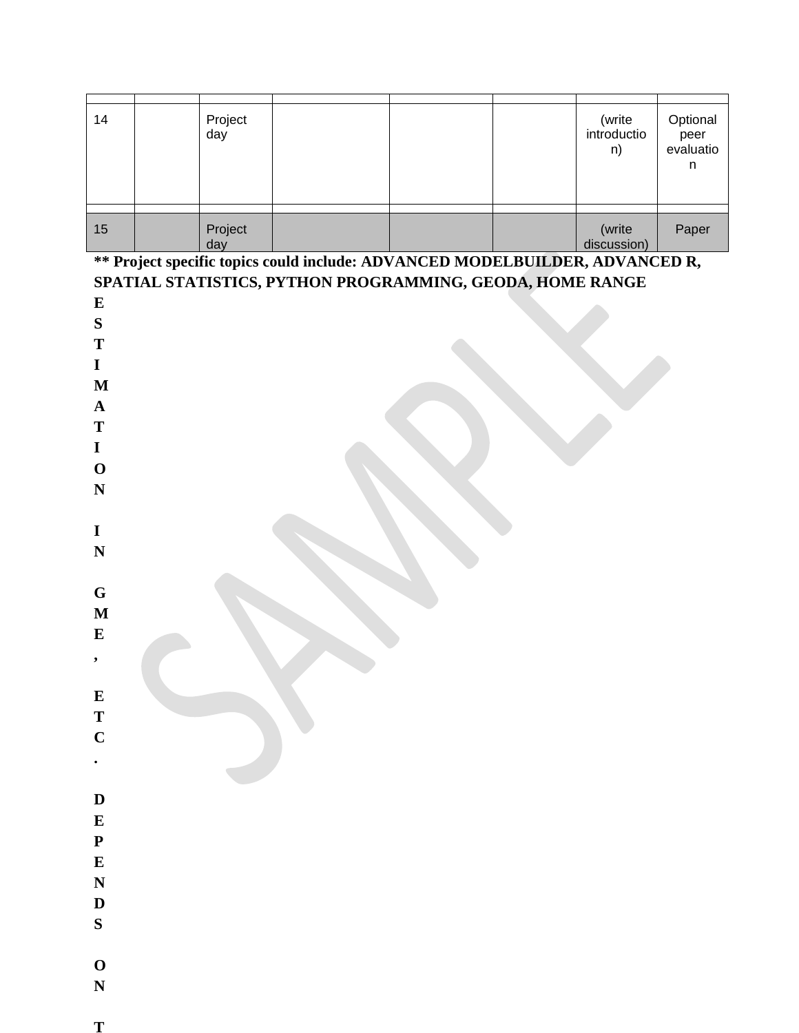| | | | | | | | |
|---|---|---|---|---|---|---|---|
| 14 | | Project day | | | | (write introduction) | Optional peer evaluation |
| | | | | | | | |
| 15 | | Project day | | | | (write discussion) | Paper |

**** Project specific topics could include: ADVANCED MODELBUILDER, ADVANCED R, SPATIAL STATISTICS, PYTHON PROGRAMMING, GEODA, HOME RANGE ESTIMATION IN GME, ETC. DEPENDS ON T**